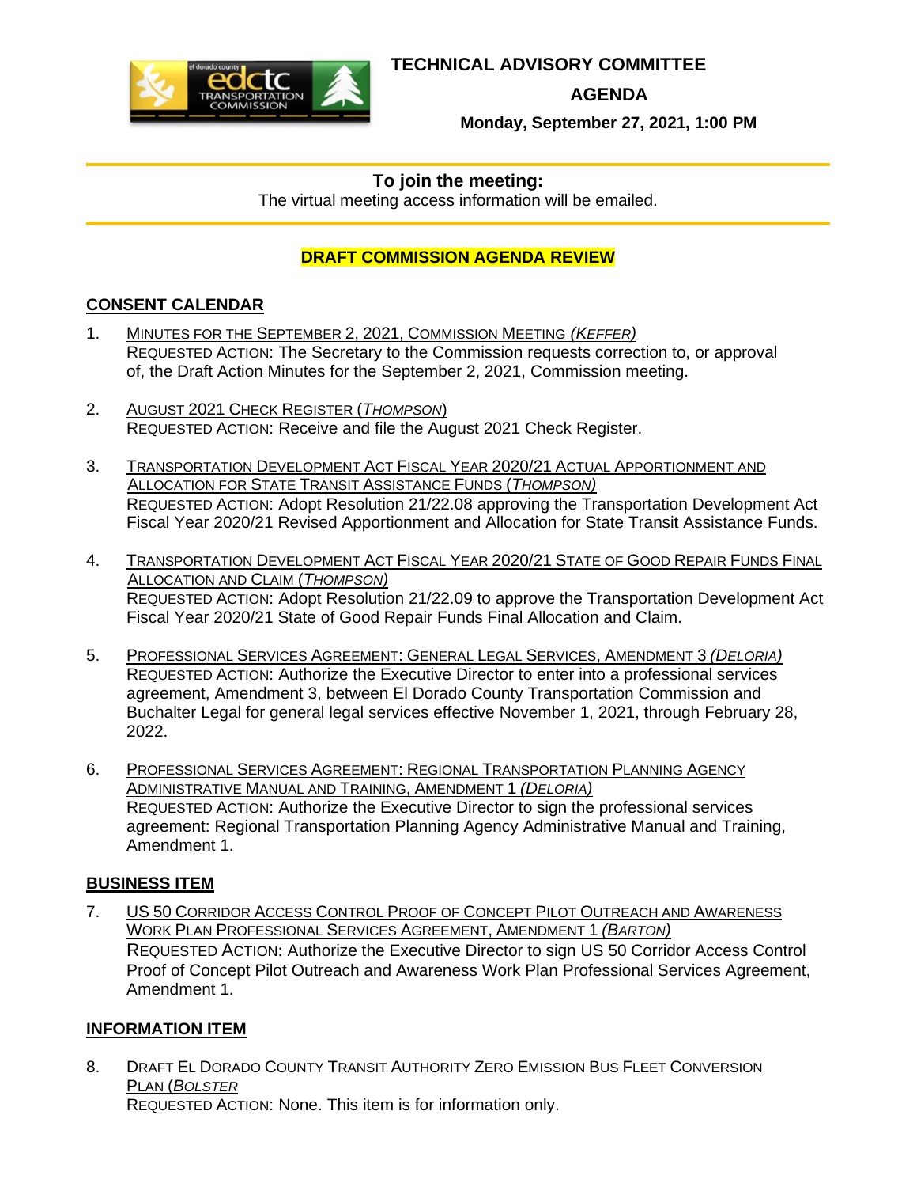# TECHNICAL ADVISORY COMMITTEE

## AGENDA

**Monday, September 27, 2021, 1:00 PM**

**To join the meeting:**
The virtual meeting access information will be emailed.

**DRAFT COMMISSION AGENDA REVIEW**

## CONSENT CALENDAR

1. MINUTES FOR THE SEPTEMBER 2, 2021, COMMISSION MEETING *(KEFFER)*
   REQUESTED ACTION: The Secretary to the Commission requests correction to, or approval of, the Draft Action Minutes for the September 2, 2021, Commission meeting.

2. AUGUST 2021 CHECK REGISTER (*THOMPSON*)
   REQUESTED ACTION: Receive and file the August 2021 Check Register.

3. TRANSPORTATION DEVELOPMENT ACT FISCAL YEAR 2020/21 ACTUAL APPORTIONMENT AND ALLOCATION FOR STATE TRANSIT ASSISTANCE FUNDS (*THOMPSON)*
   REQUESTED ACTION: Adopt Resolution 21/22.08 approving the Transportation Development Act Fiscal Year 2020/21 Revised Apportionment and Allocation for State Transit Assistance Funds.

4. TRANSPORTATION DEVELOPMENT ACT FISCAL YEAR 2020/21 STATE OF GOOD REPAIR FUNDS FINAL ALLOCATION AND CLAIM (*THOMPSON)*
   REQUESTED ACTION: Adopt Resolution 21/22.09 to approve the Transportation Development Act Fiscal Year 2020/21 State of Good Repair Funds Final Allocation and Claim.

5. PROFESSIONAL SERVICES AGREEMENT: GENERAL LEGAL SERVICES, AMENDMENT 3 *(DELORIA)*
   REQUESTED ACTION: Authorize the Executive Director to enter into a professional services agreement, Amendment 3, between El Dorado County Transportation Commission and Buchalter Legal for general legal services effective November 1, 2021, through February 28, 2022.

6. PROFESSIONAL SERVICES AGREEMENT: REGIONAL TRANSPORTATION PLANNING AGENCY ADMINISTRATIVE MANUAL AND TRAINING, AMENDMENT 1 *(DELORIA)*
   REQUESTED ACTION: Authorize the Executive Director to sign the professional services agreement: Regional Transportation Planning Agency Administrative Manual and Training, Amendment 1.

## BUSINESS ITEM

7. US 50 CORRIDOR ACCESS CONTROL PROOF OF CONCEPT PILOT OUTREACH AND AWARENESS WORK PLAN PROFESSIONAL SERVICES AGREEMENT, AMENDMENT 1 *(BARTON)*
   REQUESTED ACTION: Authorize the Executive Director to sign US 50 Corridor Access Control Proof of Concept Pilot Outreach and Awareness Work Plan Professional Services Agreement, Amendment 1.

## INFORMATION ITEM

8. DRAFT EL DORADO COUNTY TRANSIT AUTHORITY ZERO EMISSION BUS FLEET CONVERSION PLAN (*BOLSTER*
   REQUESTED ACTION: None. This item is for information only.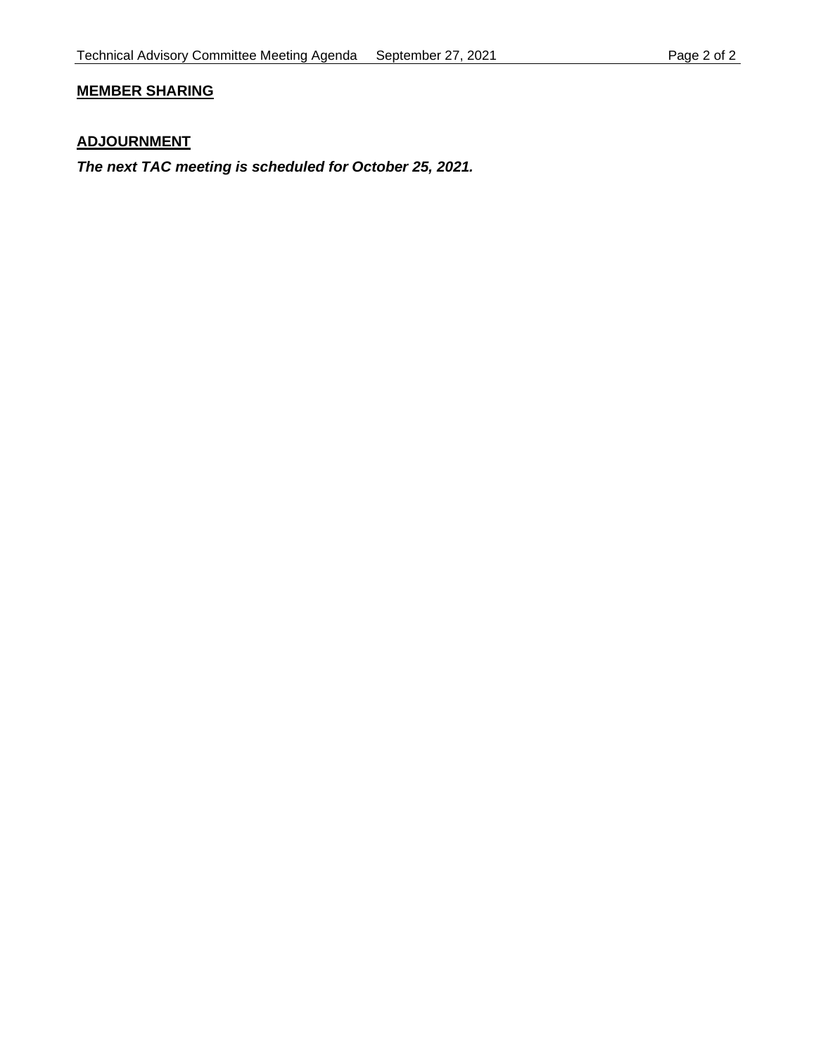**MEMBER SHARING**

**ADJOURNMENT**

***The next TAC meeting is scheduled for October 25, 2021.***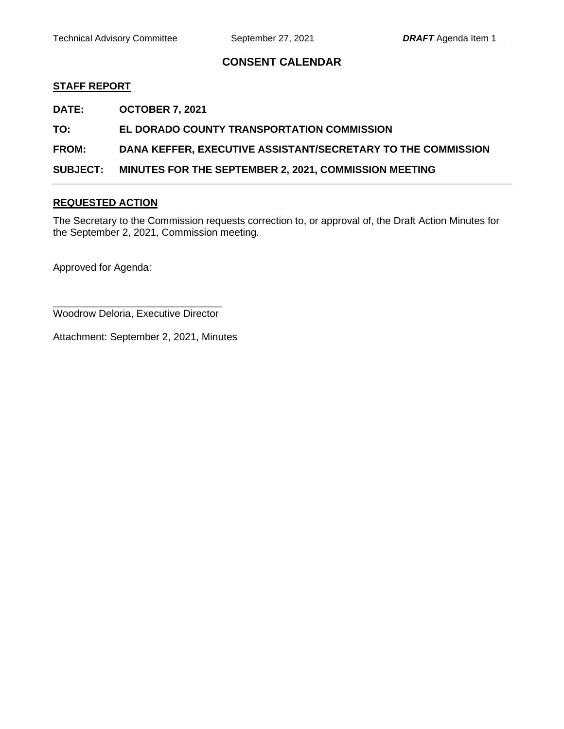## CONSENT CALENDAR

**STAFF REPORT**

**DATE:** **OCTOBER 7, 2021**

**TO:** **EL DORADO COUNTY TRANSPORTATION COMMISSION**

**FROM:** **DANA KEFFER, EXECUTIVE ASSISTANT/SECRETARY TO THE COMMISSION**

**SUBJECT:** **MINUTES FOR THE SEPTEMBER 2, 2021, COMMISSION MEETING**

---

**REQUESTED ACTION**

The Secretary to the Commission requests correction to, or approval of, the Draft Action Minutes for the September 2, 2021, Commission meeting.

Approved for Agenda:

______________________________
Woodrow Deloria, Executive Director

Attachment: September 2, 2021, Minutes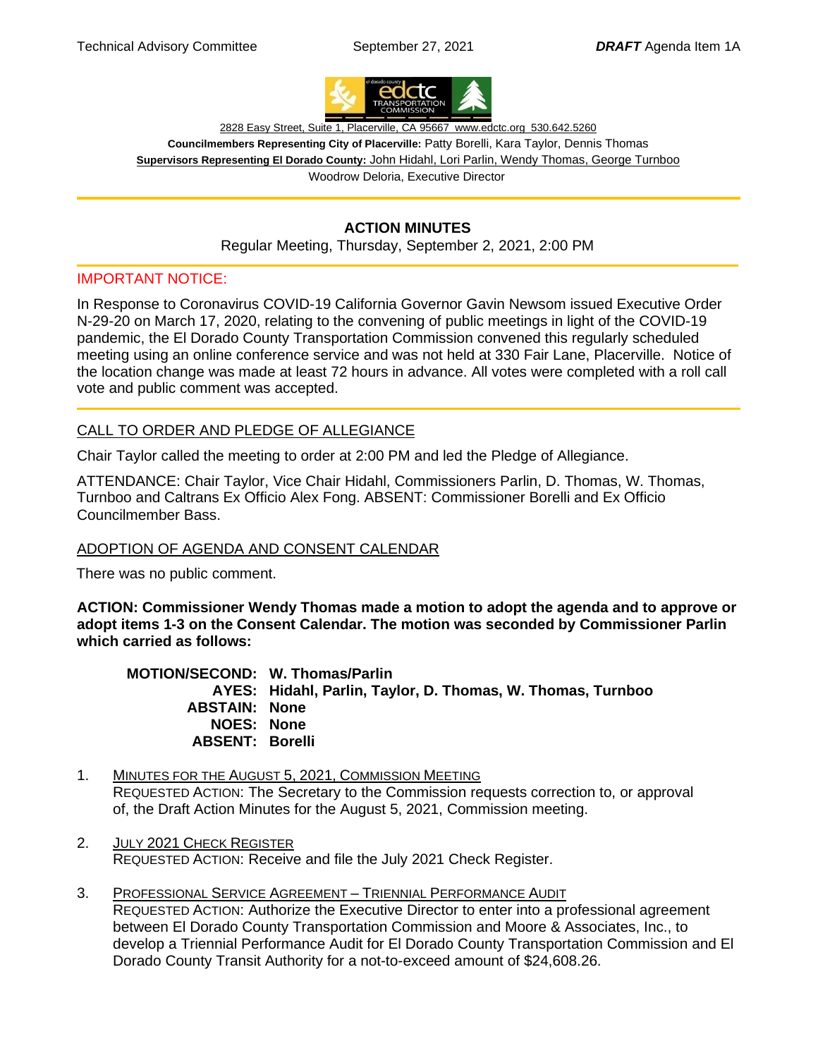2828 Easy Street, Suite 1, Placerville, CA 95667 www.edctc.org 530.642.5260

**Councilmembers Representing City of Placerville:** Patty Borelli, Kara Taylor, Dennis Thomas

**Supervisors Representing El Dorado County:** John Hidahl, Lori Parlin, Wendy Thomas, George Turnboo

Woodrow Deloria, Executive Director

## ACTION MINUTES

Regular Meeting, Thursday, September 2, 2021, 2:00 PM

IMPORTANT NOTICE:

In Response to Coronavirus COVID-19 California Governor Gavin Newsom issued Executive Order N-29-20 on March 17, 2020, relating to the convening of public meetings in light of the COVID-19 pandemic, the El Dorado County Transportation Commission convened this regularly scheduled meeting using an online conference service and was not held at 330 Fair Lane, Placerville. Notice of the location change was made at least 72 hours in advance. All votes were completed with a roll call vote and public comment was accepted.

### CALL TO ORDER AND PLEDGE OF ALLEGIANCE

Chair Taylor called the meeting to order at 2:00 PM and led the Pledge of Allegiance.

ATTENDANCE: Chair Taylor, Vice Chair Hidahl, Commissioners Parlin, D. Thomas, W. Thomas, Turnboo and Caltrans Ex Officio Alex Fong. ABSENT: Commissioner Borelli and Ex Officio Councilmember Bass.

### ADOPTION OF AGENDA AND CONSENT CALENDAR

There was no public comment.

**ACTION: Commissioner Wendy Thomas made a motion to adopt the agenda and to approve or adopt items 1-3 on the Consent Calendar. The motion was seconded by Commissioner Parlin which carried as follows:**

**MOTION/SECOND: W. Thomas/Parlin**
**AYES: Hidahl, Parlin, Taylor, D. Thomas, W. Thomas, Turnboo**
**ABSTAIN: None**
**NOES: None**
**ABSENT: Borelli**

1. MINUTES FOR THE AUGUST 5, 2021, COMMISSION MEETING
   REQUESTED ACTION: The Secretary to the Commission requests correction to, or approval of, the Draft Action Minutes for the August 5, 2021, Commission meeting.

2. JULY 2021 CHECK REGISTER
   REQUESTED ACTION: Receive and file the July 2021 Check Register.

3. PROFESSIONAL SERVICE AGREEMENT – TRIENNIAL PERFORMANCE AUDIT
   REQUESTED ACTION: Authorize the Executive Director to enter into a professional agreement between El Dorado County Transportation Commission and Moore & Associates, Inc., to develop a Triennial Performance Audit for El Dorado County Transportation Commission and El Dorado County Transit Authority for a not-to-exceed amount of $24,608.26.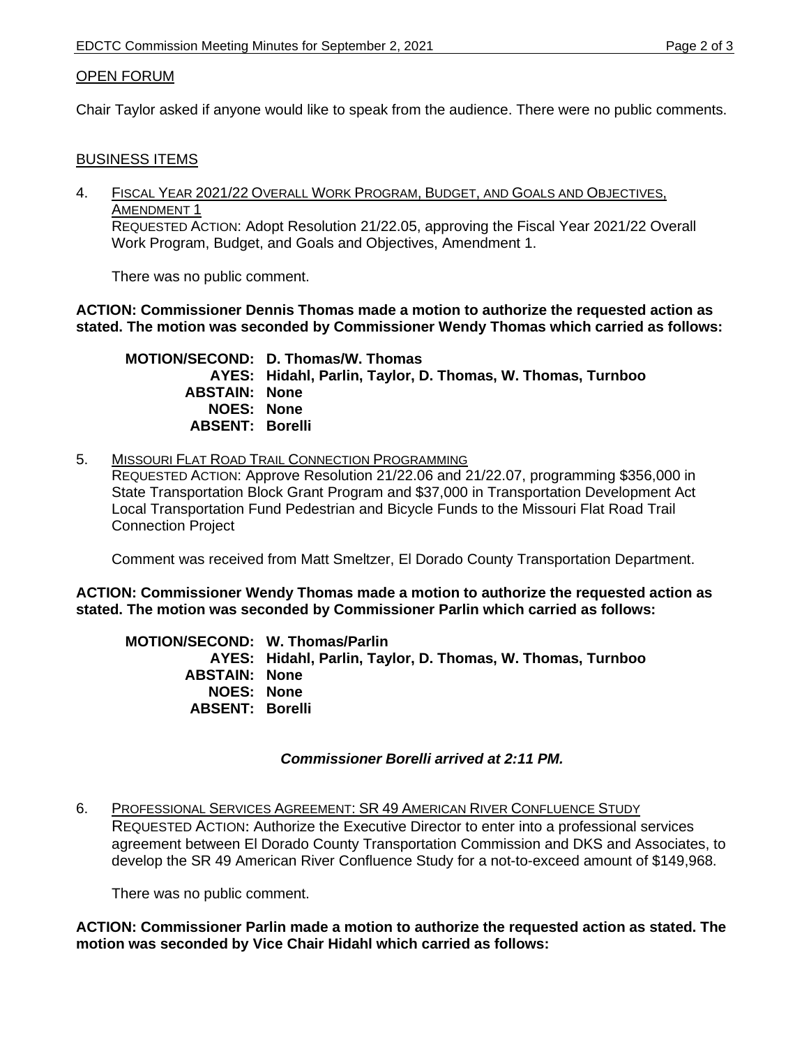## OPEN FORUM

Chair Taylor asked if anyone would like to speak from the audience. There were no public comments.

## BUSINESS ITEMS

4. FISCAL YEAR 2021/22 OVERALL WORK PROGRAM, BUDGET, AND GOALS AND OBJECTIVES, AMENDMENT 1

   REQUESTED ACTION: Adopt Resolution 21/22.05, approving the Fiscal Year 2021/22 Overall Work Program, Budget, and Goals and Objectives, Amendment 1.

   There was no public comment.

**ACTION: Commissioner Dennis Thomas made a motion to authorize the requested action as stated. The motion was seconded by Commissioner Wendy Thomas which carried as follows:**

**MOTION/SECOND: D. Thomas/W. Thomas**
**AYES: Hidahl, Parlin, Taylor, D. Thomas, W. Thomas, Turnboo**
**ABSTAIN: None**
**NOES: None**
**ABSENT: Borelli**

5. MISSOURI FLAT ROAD TRAIL CONNECTION PROGRAMMING

   REQUESTED ACTION: Approve Resolution 21/22.06 and 21/22.07, programming $356,000 in State Transportation Block Grant Program and $37,000 in Transportation Development Act Local Transportation Fund Pedestrian and Bicycle Funds to the Missouri Flat Road Trail Connection Project

   Comment was received from Matt Smeltzer, El Dorado County Transportation Department.

**ACTION: Commissioner Wendy Thomas made a motion to authorize the requested action as stated. The motion was seconded by Commissioner Parlin which carried as follows:**

**MOTION/SECOND: W. Thomas/Parlin**
**AYES: Hidahl, Parlin, Taylor, D. Thomas, W. Thomas, Turnboo**
**ABSTAIN: None**
**NOES: None**
**ABSENT: Borelli**

***Commissioner Borelli arrived at 2:11 PM.***

6. PROFESSIONAL SERVICES AGREEMENT: SR 49 AMERICAN RIVER CONFLUENCE STUDY

   REQUESTED ACTION: Authorize the Executive Director to enter into a professional services agreement between El Dorado County Transportation Commission and DKS and Associates, to develop the SR 49 American River Confluence Study for a not-to-exceed amount of $149,968.

   There was no public comment.

**ACTION: Commissioner Parlin made a motion to authorize the requested action as stated. The motion was seconded by Vice Chair Hidahl which carried as follows:**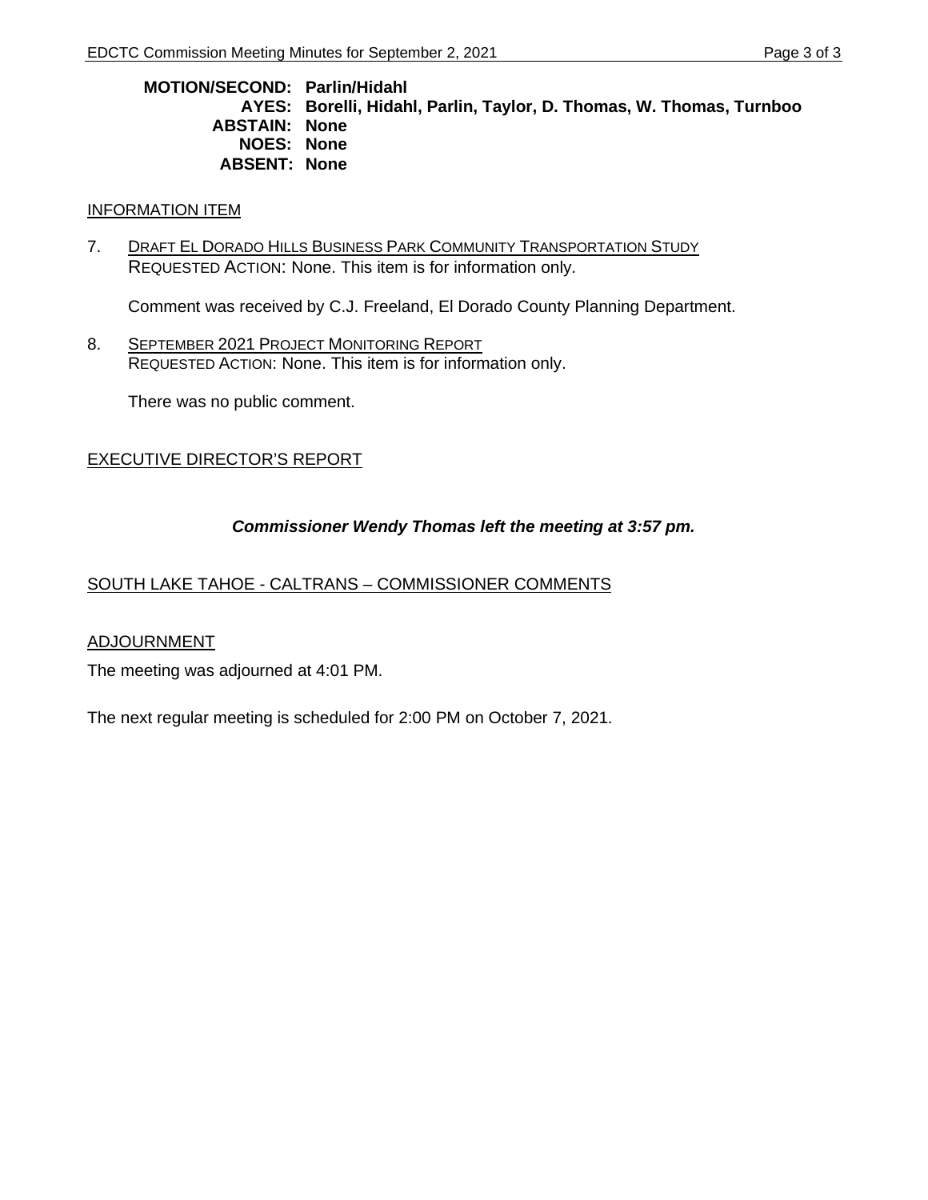**MOTION/SECOND: Parlin/Hidahl**
**AYES: Borelli, Hidahl, Parlin, Taylor, D. Thomas, W. Thomas, Turnboo**
**ABSTAIN: None**
**NOES: None**
**ABSENT: None**

## INFORMATION ITEM

7. DRAFT EL DORADO HILLS BUSINESS PARK COMMUNITY TRANSPORTATION STUDY
   REQUESTED ACTION: None. This item is for information only.

   Comment was received by C.J. Freeland, El Dorado County Planning Department.

8. SEPTEMBER 2021 PROJECT MONITORING REPORT
   REQUESTED ACTION: None. This item is for information only.

   There was no public comment.

## EXECUTIVE DIRECTOR'S REPORT

***Commissioner Wendy Thomas left the meeting at 3:57 pm.***

## SOUTH LAKE TAHOE - CALTRANS – COMMISSIONER COMMENTS

## ADJOURNMENT

The meeting was adjourned at 4:01 PM.

The next regular meeting is scheduled for 2:00 PM on October 7, 2021.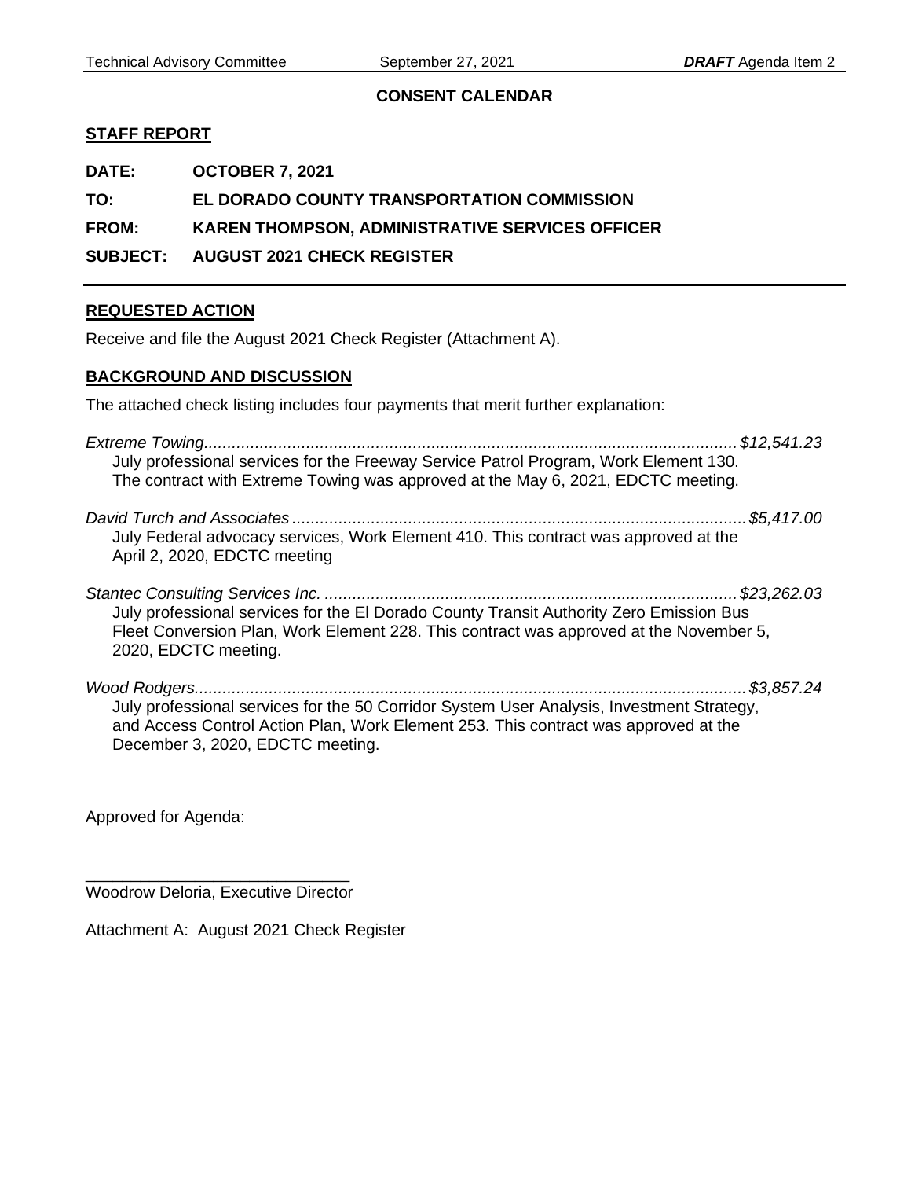**CONSENT CALENDAR**

**STAFF REPORT**

**DATE:** OCTOBER 7, 2021

**TO:** EL DORADO COUNTY TRANSPORTATION COMMISSION

**FROM:** KAREN THOMPSON, ADMINISTRATIVE SERVICES OFFICER

**SUBJECT:** AUGUST 2021 CHECK REGISTER

---

**REQUESTED ACTION**

Receive and file the August 2021 Check Register (Attachment A).

**BACKGROUND AND DISCUSSION**

The attached check listing includes four payments that merit further explanation:

*Extreme Towing....................................................................................................................$12,541.23*
July professional services for the Freeway Service Patrol Program, Work Element 130. The contract with Extreme Towing was approved at the May 6, 2021, EDCTC meeting.

*David Turch and Associates .................................................................................................$5,417.00*
July Federal advocacy services, Work Element 410. This contract was approved at the April 2, 2020, EDCTC meeting

*Stantec Consulting Services Inc. .........................................................................................$23,262.03*
July professional services for the El Dorado County Transit Authority Zero Emission Bus Fleet Conversion Plan, Work Element 228. This contract was approved at the November 5, 2020, EDCTC meeting.

*Wood Rodgers......................................................................................................................$3,857.24*
July professional services for the 50 Corridor System User Analysis, Investment Strategy, and Access Control Action Plan, Work Element 253. This contract was approved at the December 3, 2020, EDCTC meeting.

Approved for Agenda:

\_\_\_\_\_\_\_\_\_\_\_\_\_\_\_\_\_\_\_\_\_\_\_\_\_\_\_\_\_\_
Woodrow Deloria, Executive Director

Attachment A: August 2021 Check Register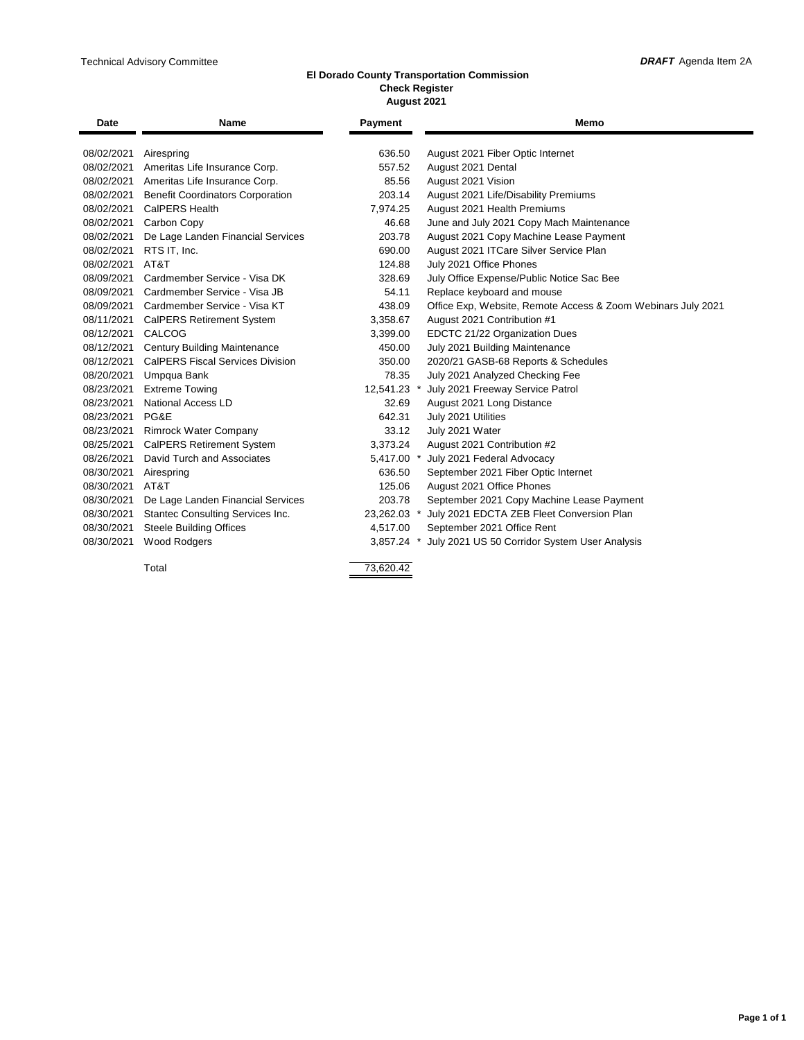Technical Advisory Committee

***DRAFT*** Agenda Item 2A

**El Dorado County Transportation Commission**
**Check Register**
**August 2021**

| Date | Name | Payment | Memo |
|---|---|---|---|
| 08/02/2021 | Airespring | 636.50 | August 2021 Fiber Optic Internet |
| 08/02/2021 | Ameritas Life Insurance Corp. | 557.52 | August 2021 Dental |
| 08/02/2021 | Ameritas Life Insurance Corp. | 85.56 | August 2021 Vision |
| 08/02/2021 | Benefit Coordinators Corporation | 203.14 | August 2021 Life/Disability Premiums |
| 08/02/2021 | CalPERS Health | 7,974.25 | August 2021 Health Premiums |
| 08/02/2021 | Carbon Copy | 46.68 | June and July 2021 Copy Mach Maintenance |
| 08/02/2021 | De Lage Landen Financial Services | 203.78 | August 2021 Copy Machine Lease Payment |
| 08/02/2021 | RTS IT, Inc. | 690.00 | August 2021 ITCare Silver Service Plan |
| 08/02/2021 | AT&T | 124.88 | July 2021 Office Phones |
| 08/09/2021 | Cardmember Service - Visa DK | 328.69 | July Office Expense/Public Notice Sac Bee |
| 08/09/2021 | Cardmember Service - Visa JB | 54.11 | Replace keyboard and mouse |
| 08/09/2021 | Cardmember Service - Visa KT | 438.09 | Office Exp, Website, Remote Access & Zoom Webinars July 2021 |
| 08/11/2021 | CalPERS Retirement System | 3,358.67 | August 2021 Contribution #1 |
| 08/12/2021 | CALCOG | 3,399.00 | EDCTC 21/22 Organization Dues |
| 08/12/2021 | Century Building Maintenance | 450.00 | July 2021 Building Maintenance |
| 08/12/2021 | CalPERS Fiscal Services Division | 350.00 | 2020/21 GASB-68 Reports & Schedules |
| 08/20/2021 | Umpqua Bank | 78.35 | July 2021 Analyzed Checking Fee |
| 08/23/2021 | Extreme Towing | 12,541.23 * | July 2021 Freeway Service Patrol |
| 08/23/2021 | National Access LD | 32.69 | August 2021 Long Distance |
| 08/23/2021 | PG&E | 642.31 | July 2021 Utilities |
| 08/23/2021 | Rimrock Water Company | 33.12 | July 2021 Water |
| 08/25/2021 | CalPERS Retirement System | 3,373.24 | August 2021 Contribution #2 |
| 08/26/2021 | David Turch and Associates | 5,417.00 * | July 2021 Federal Advocacy |
| 08/30/2021 | Airespring | 636.50 | September 2021 Fiber Optic Internet |
| 08/30/2021 | AT&T | 125.06 | August 2021 Office Phones |
| 08/30/2021 | De Lage Landen Financial Services | 203.78 | September 2021 Copy Machine Lease Payment |
| 08/30/2021 | Stantec Consulting Services Inc. | 23,262.03 * | July 2021 EDCTA ZEB Fleet Conversion Plan |
| 08/30/2021 | Steele Building Offices | 4,517.00 | September 2021 Office Rent |
| 08/30/2021 | Wood Rodgers | 3,857.24 * | July 2021 US 50 Corridor System User Analysis |
| | Total | 73,620.42 | |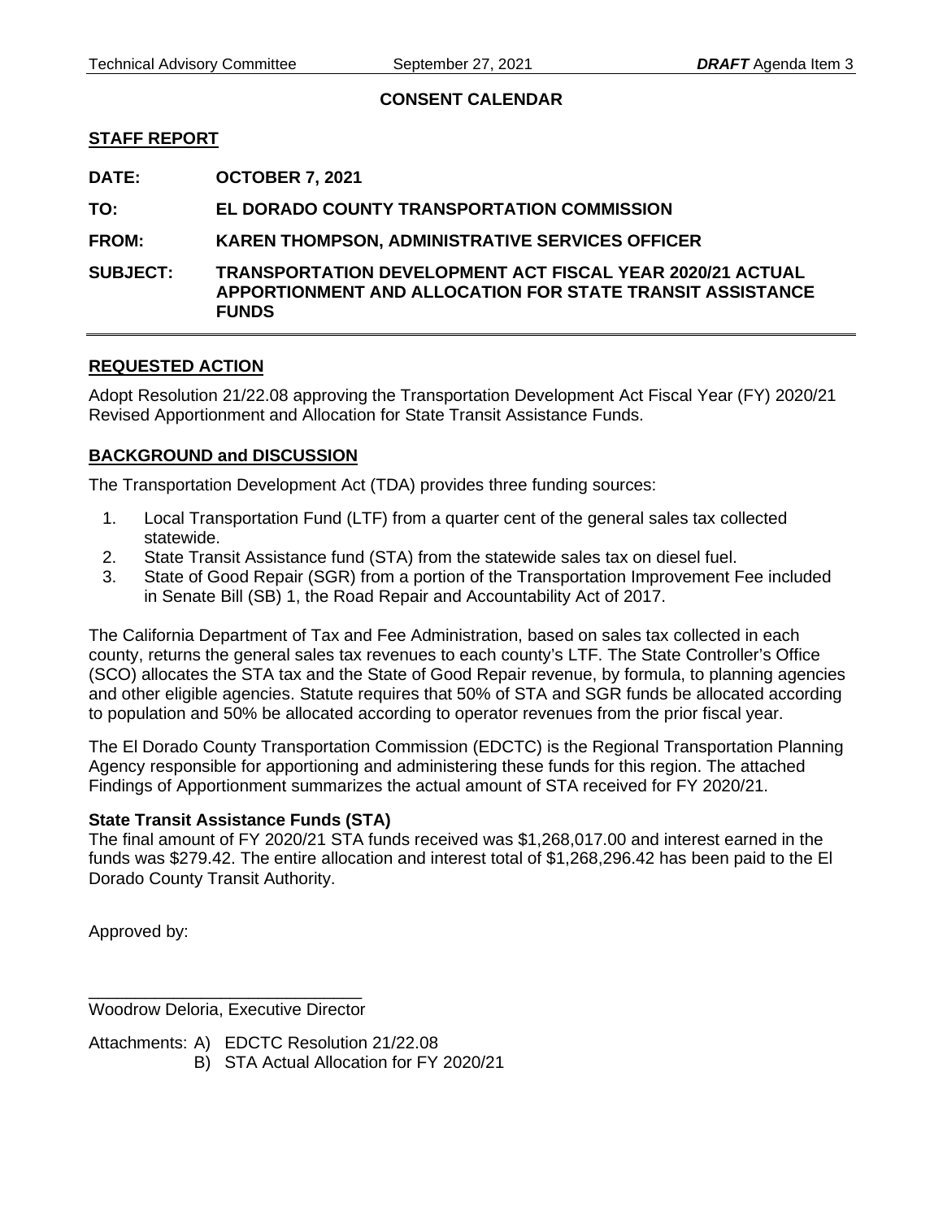**CONSENT CALENDAR**

**STAFF REPORT**

**DATE:** **OCTOBER 7, 2021**

**TO:** **EL DORADO COUNTY TRANSPORTATION COMMISSION**

**FROM:** **KAREN THOMPSON, ADMINISTRATIVE SERVICES OFFICER**

**SUBJECT:** **TRANSPORTATION DEVELOPMENT ACT FISCAL YEAR 2020/21 ACTUAL APPORTIONMENT AND ALLOCATION FOR STATE TRANSIT ASSISTANCE FUNDS**

---

**REQUESTED ACTION**

Adopt Resolution 21/22.08 approving the Transportation Development Act Fiscal Year (FY) 2020/21 Revised Apportionment and Allocation for State Transit Assistance Funds.

**BACKGROUND and DISCUSSION**

The Transportation Development Act (TDA) provides three funding sources:

1. Local Transportation Fund (LTF) from a quarter cent of the general sales tax collected statewide.
2. State Transit Assistance fund (STA) from the statewide sales tax on diesel fuel.
3. State of Good Repair (SGR) from a portion of the Transportation Improvement Fee included in Senate Bill (SB) 1, the Road Repair and Accountability Act of 2017.

The California Department of Tax and Fee Administration, based on sales tax collected in each county, returns the general sales tax revenues to each county's LTF. The State Controller's Office (SCO) allocates the STA tax and the State of Good Repair revenue, by formula, to planning agencies and other eligible agencies. Statute requires that 50% of STA and SGR funds be allocated according to population and 50% be allocated according to operator revenues from the prior fiscal year.

The El Dorado County Transportation Commission (EDCTC) is the Regional Transportation Planning Agency responsible for apportioning and administering these funds for this region. The attached Findings of Apportionment summarizes the actual amount of STA received for FY 2020/21.

**State Transit Assistance Funds (STA)**

The final amount of FY 2020/21 STA funds received was $1,268,017.00 and interest earned in the funds was $279.42. The entire allocation and interest total of $1,268,296.42 has been paid to the El Dorado County Transit Authority.

Approved by:

______________________________
Woodrow Deloria, Executive Director

Attachments: A) EDCTC Resolution 21/22.08
B) STA Actual Allocation for FY 2020/21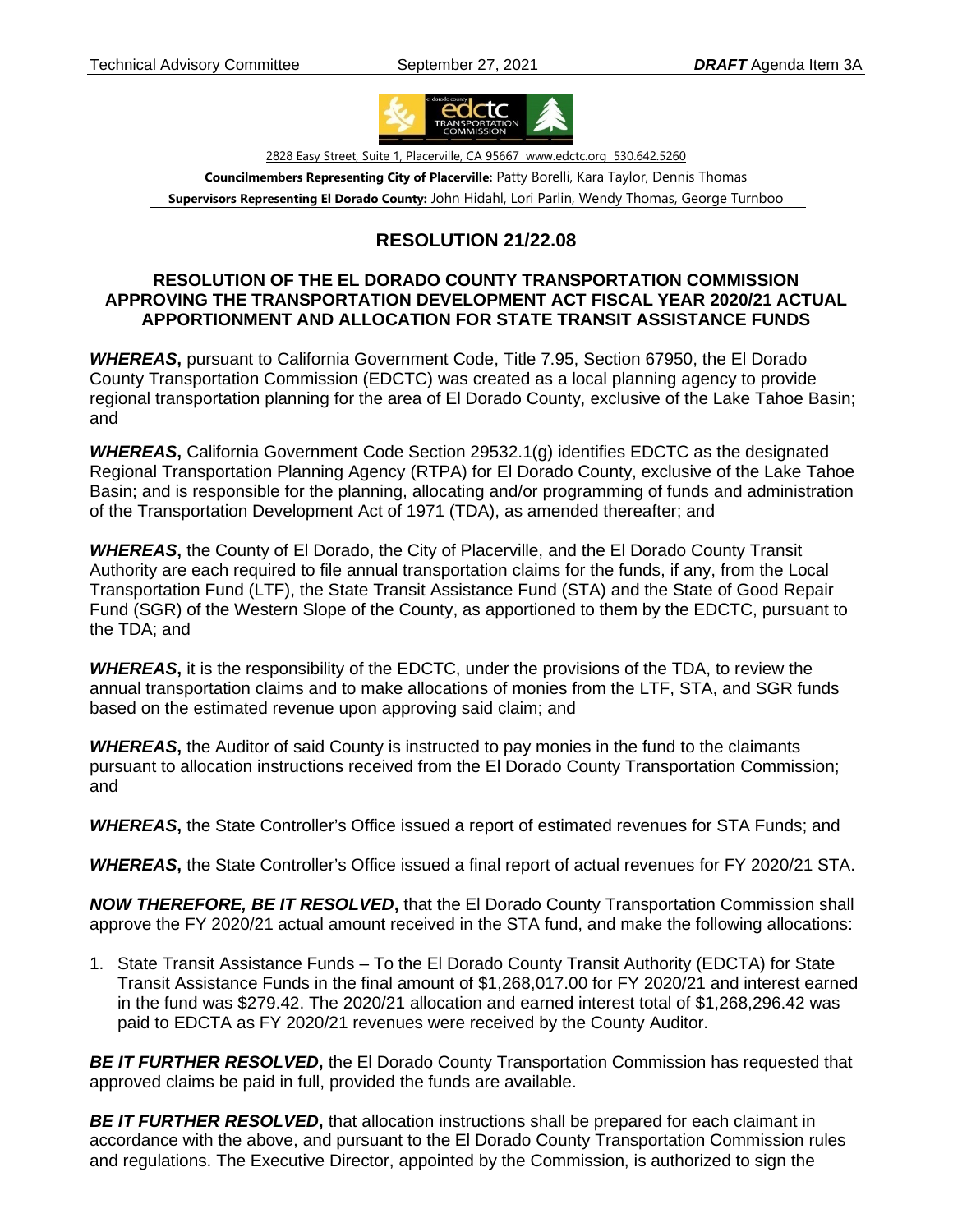2828 Easy Street, Suite 1, Placerville, CA 95667 www.edctc.org 530.642.5260

**Councilmembers Representing City of Placerville:** Patty Borelli, Kara Taylor, Dennis Thomas

**Supervisors Representing El Dorado County:** John Hidahl, Lori Parlin, Wendy Thomas, George Turnboo

## RESOLUTION 21/22.08

### RESOLUTION OF THE EL DORADO COUNTY TRANSPORTATION COMMISSION APPROVING THE TRANSPORTATION DEVELOPMENT ACT FISCAL YEAR 2020/21 ACTUAL APPORTIONMENT AND ALLOCATION FOR STATE TRANSIT ASSISTANCE FUNDS

***WHEREAS*****,** pursuant to California Government Code, Title 7.95, Section 67950, the El Dorado County Transportation Commission (EDCTC) was created as a local planning agency to provide regional transportation planning for the area of El Dorado County, exclusive of the Lake Tahoe Basin; and

***WHEREAS*****,** California Government Code Section 29532.1(g) identifies EDCTC as the designated Regional Transportation Planning Agency (RTPA) for El Dorado County, exclusive of the Lake Tahoe Basin; and is responsible for the planning, allocating and/or programming of funds and administration of the Transportation Development Act of 1971 (TDA), as amended thereafter; and

***WHEREAS*****,** the County of El Dorado, the City of Placerville, and the El Dorado County Transit Authority are each required to file annual transportation claims for the funds, if any, from the Local Transportation Fund (LTF), the State Transit Assistance Fund (STA) and the State of Good Repair Fund (SGR) of the Western Slope of the County, as apportioned to them by the EDCTC, pursuant to the TDA; and

***WHEREAS*****,** it is the responsibility of the EDCTC, under the provisions of the TDA, to review the annual transportation claims and to make allocations of monies from the LTF, STA, and SGR funds based on the estimated revenue upon approving said claim; and

***WHEREAS*****,** the Auditor of said County is instructed to pay monies in the fund to the claimants pursuant to allocation instructions received from the El Dorado County Transportation Commission; and

***WHEREAS*****,** the State Controller's Office issued a report of estimated revenues for STA Funds; and

***WHEREAS*****,** the State Controller's Office issued a final report of actual revenues for FY 2020/21 STA.

***NOW THEREFORE, BE IT RESOLVED*****,** that the El Dorado County Transportation Commission shall approve the FY 2020/21 actual amount received in the STA fund, and make the following allocations:

1. State Transit Assistance Funds – To the El Dorado County Transit Authority (EDCTA) for State Transit Assistance Funds in the final amount of $1,268,017.00 for FY 2020/21 and interest earned in the fund was $279.42. The 2020/21 allocation and earned interest total of $1,268,296.42 was paid to EDCTA as FY 2020/21 revenues were received by the County Auditor.

***BE IT FURTHER RESOLVED*****,** the El Dorado County Transportation Commission has requested that approved claims be paid in full, provided the funds are available.

***BE IT FURTHER RESOLVED*****,** that allocation instructions shall be prepared for each claimant in accordance with the above, and pursuant to the El Dorado County Transportation Commission rules and regulations. The Executive Director, appointed by the Commission, is authorized to sign the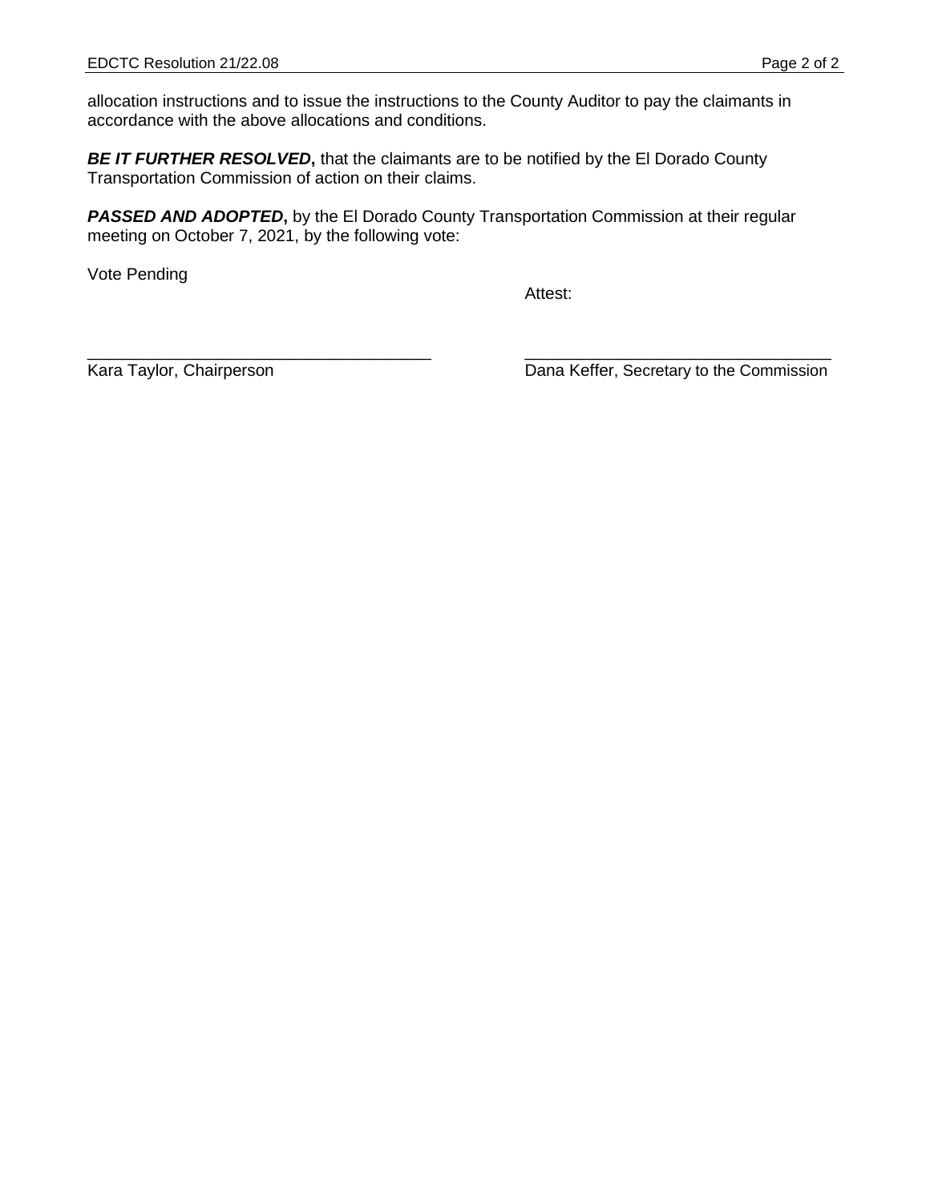allocation instructions and to issue the instructions to the County Auditor to pay the claimants in accordance with the above allocations and conditions.

***BE IT FURTHER RESOLVED***, that the claimants are to be notified by the El Dorado County Transportation Commission of action on their claims.

***PASSED AND ADOPTED***, by the El Dorado County Transportation Commission at their regular meeting on October 7, 2021, by the following vote:

Vote Pending

Attest:

\_\_\_\_\_\_\_\_\_\_\_\_\_\_\_\_\_\_\_\_\_\_\_\_\_\_\_\_\_\_\_\_\_\_\_\_\_
Kara Taylor, Chairperson

\_\_\_\_\_\_\_\_\_\_\_\_\_\_\_\_\_\_\_\_\_\_\_\_\_\_\_\_\_\_\_\_\_\_\_\_\_
Dana Keffer, Secretary to the Commission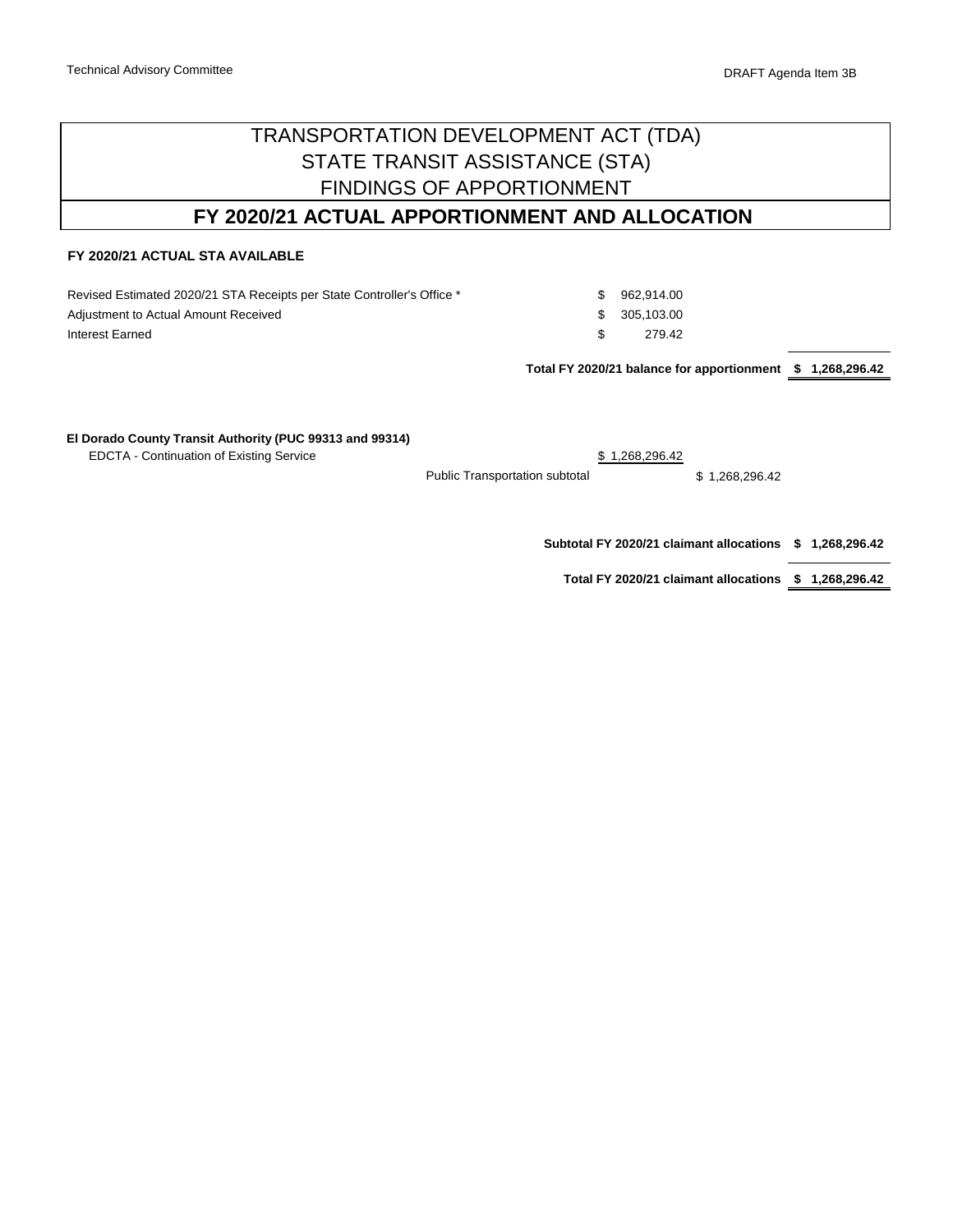# TRANSPORTATION DEVELOPMENT ACT (TDA)
# STATE TRANSIT ASSISTANCE (STA)
# FINDINGS OF APPORTIONMENT

## FY 2020/21 ACTUAL APPORTIONMENT AND ALLOCATION

**FY 2020/21 ACTUAL STA AVAILABLE**

| | | |
|---|---|---|
| Revised Estimated 2020/21 STA Receipts per State Controller's Office * | $ 962,914.00 | |
| Adjustment to Actual Amount Received | $ 305,103.00 | |
| Interest Earned | $ 279.42 | |
| **Total FY 2020/21 balance for apportionment** | | **$ 1,268,296.42** |

**El Dorado County Transit Authority (PUC 99313 and 99314)**

| | | | |
|---|---|---|---|
| EDCTA - Continuation of Existing Service | $ 1,268,296.42 | | |
| Public Transportation subtotal | | $ 1,268,296.42 | |
| **Subtotal FY 2020/21 claimant allocations** | | | **$ 1,268,296.42** |
| **Total FY 2020/21 claimant allocations** | | | **$ 1,268,296.42** |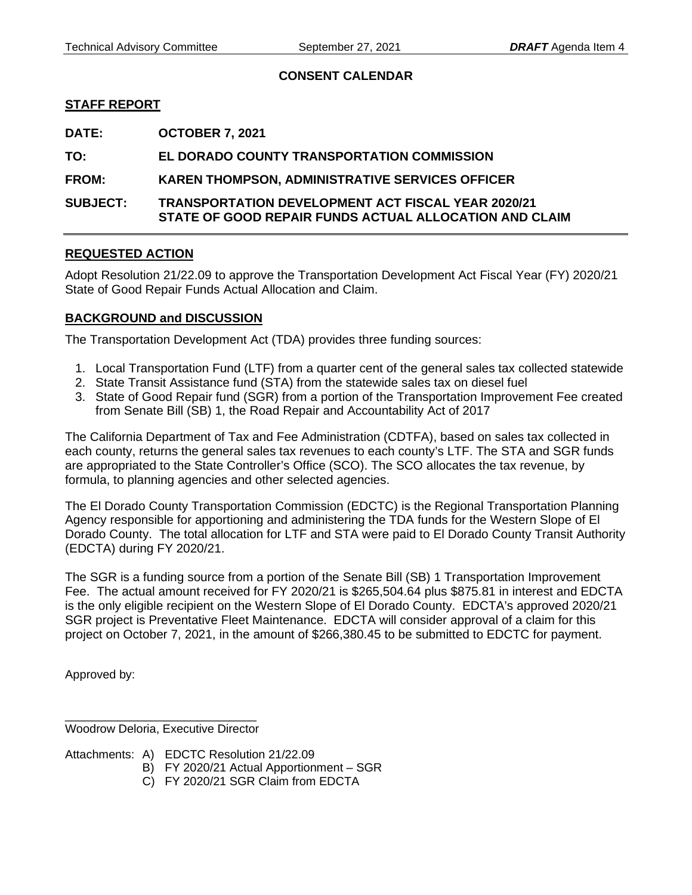**CONSENT CALENDAR**

**STAFF REPORT**

**DATE:** **OCTOBER 7, 2021**

**TO:** **EL DORADO COUNTY TRANSPORTATION COMMISSION**

**FROM:** **KAREN THOMPSON, ADMINISTRATIVE SERVICES OFFICER**

**SUBJECT:** **TRANSPORTATION DEVELOPMENT ACT FISCAL YEAR 2020/21 STATE OF GOOD REPAIR FUNDS ACTUAL ALLOCATION AND CLAIM**

---

**REQUESTED ACTION**

Adopt Resolution 21/22.09 to approve the Transportation Development Act Fiscal Year (FY) 2020/21 State of Good Repair Funds Actual Allocation and Claim.

**BACKGROUND and DISCUSSION**

The Transportation Development Act (TDA) provides three funding sources:

1. Local Transportation Fund (LTF) from a quarter cent of the general sales tax collected statewide
2. State Transit Assistance fund (STA) from the statewide sales tax on diesel fuel
3. State of Good Repair fund (SGR) from a portion of the Transportation Improvement Fee created from Senate Bill (SB) 1, the Road Repair and Accountability Act of 2017

The California Department of Tax and Fee Administration (CDTFA), based on sales tax collected in each county, returns the general sales tax revenues to each county's LTF. The STA and SGR funds are appropriated to the State Controller's Office (SCO). The SCO allocates the tax revenue, by formula, to planning agencies and other selected agencies.

The El Dorado County Transportation Commission (EDCTC) is the Regional Transportation Planning Agency responsible for apportioning and administering the TDA funds for the Western Slope of El Dorado County. The total allocation for LTF and STA were paid to El Dorado County Transit Authority (EDCTA) during FY 2020/21.

The SGR is a funding source from a portion of the Senate Bill (SB) 1 Transportation Improvement Fee. The actual amount received for FY 2020/21 is $265,504.64 plus $875.81 in interest and EDCTA is the only eligible recipient on the Western Slope of El Dorado County. EDCTA's approved 2020/21 SGR project is Preventative Fleet Maintenance. EDCTA will consider approval of a claim for this project on October 7, 2021, in the amount of $266,380.45 to be submitted to EDCTC for payment.

Approved by:

\_\_\_\_\_\_\_\_\_\_\_\_\_\_\_\_\_\_\_\_\_\_\_\_\_\_\_\_\_\_

Woodrow Deloria, Executive Director

Attachments:
- A) EDCTC Resolution 21/22.09
- B) FY 2020/21 Actual Apportionment – SGR
- C) FY 2020/21 SGR Claim from EDCTA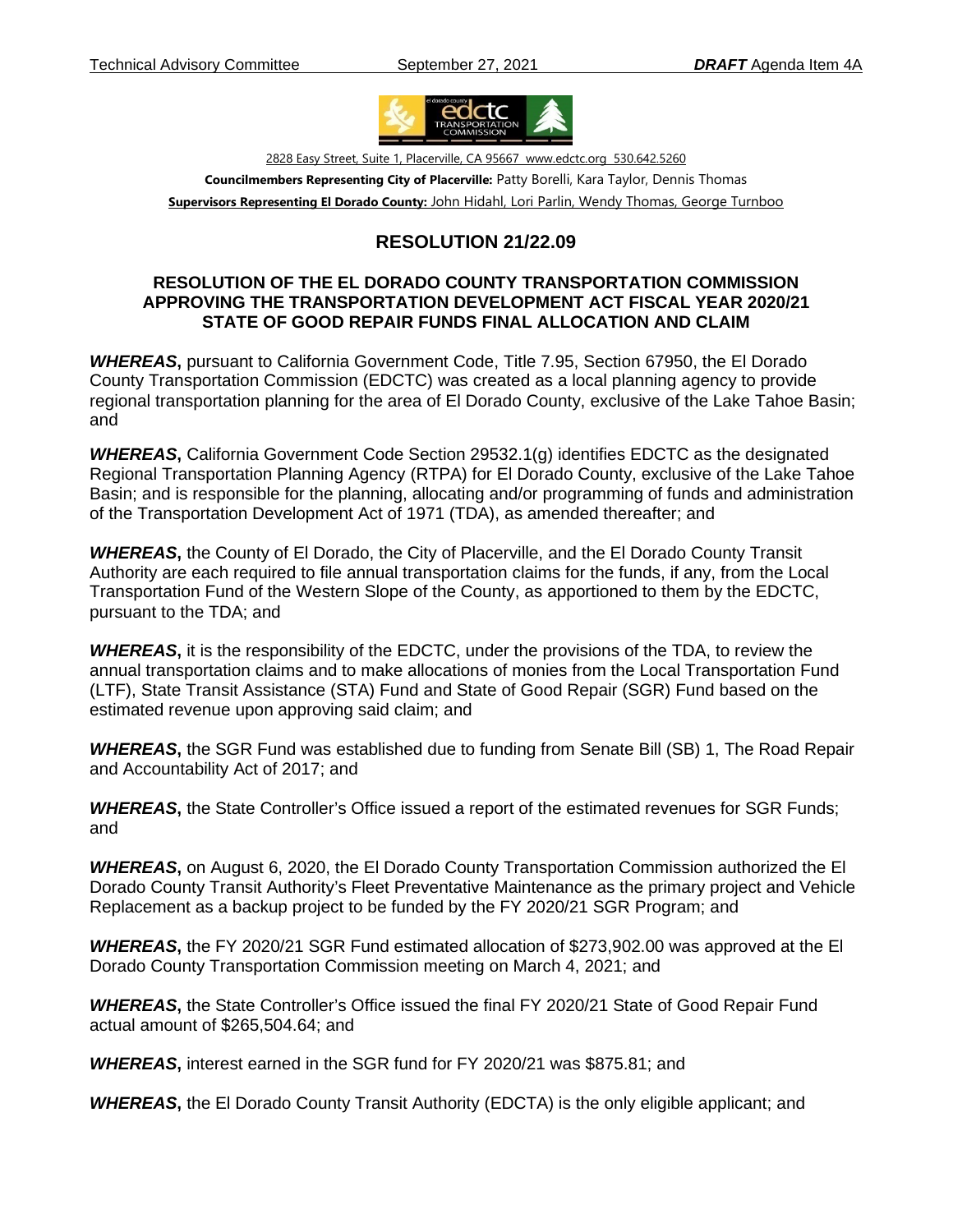2828 Easy Street, Suite 1, Placerville, CA 95667 www.edctc.org 530.642.5260

**Councilmembers Representing City of Placerville:** Patty Borelli, Kara Taylor, Dennis Thomas

**Supervisors Representing El Dorado County:** John Hidahl, Lori Parlin, Wendy Thomas, George Turnboo

## RESOLUTION 21/22.09

### RESOLUTION OF THE EL DORADO COUNTY TRANSPORTATION COMMISSION APPROVING THE TRANSPORTATION DEVELOPMENT ACT FISCAL YEAR 2020/21 STATE OF GOOD REPAIR FUNDS FINAL ALLOCATION AND CLAIM

***WHEREAS*****,** pursuant to California Government Code, Title 7.95, Section 67950, the El Dorado County Transportation Commission (EDCTC) was created as a local planning agency to provide regional transportation planning for the area of El Dorado County, exclusive of the Lake Tahoe Basin; and

***WHEREAS*****,** California Government Code Section 29532.1(g) identifies EDCTC as the designated Regional Transportation Planning Agency (RTPA) for El Dorado County, exclusive of the Lake Tahoe Basin; and is responsible for the planning, allocating and/or programming of funds and administration of the Transportation Development Act of 1971 (TDA), as amended thereafter; and

***WHEREAS*****,** the County of El Dorado, the City of Placerville, and the El Dorado County Transit Authority are each required to file annual transportation claims for the funds, if any, from the Local Transportation Fund of the Western Slope of the County, as apportioned to them by the EDCTC, pursuant to the TDA; and

***WHEREAS*****,** it is the responsibility of the EDCTC, under the provisions of the TDA, to review the annual transportation claims and to make allocations of monies from the Local Transportation Fund (LTF), State Transit Assistance (STA) Fund and State of Good Repair (SGR) Fund based on the estimated revenue upon approving said claim; and

***WHEREAS*****,** the SGR Fund was established due to funding from Senate Bill (SB) 1, The Road Repair and Accountability Act of 2017; and

***WHEREAS*****,** the State Controller's Office issued a report of the estimated revenues for SGR Funds; and

***WHEREAS*****,** on August 6, 2020, the El Dorado County Transportation Commission authorized the El Dorado County Transit Authority's Fleet Preventative Maintenance as the primary project and Vehicle Replacement as a backup project to be funded by the FY 2020/21 SGR Program; and

***WHEREAS*****,** the FY 2020/21 SGR Fund estimated allocation of $273,902.00 was approved at the El Dorado County Transportation Commission meeting on March 4, 2021; and

***WHEREAS*****,** the State Controller's Office issued the final FY 2020/21 State of Good Repair Fund actual amount of $265,504.64; and

***WHEREAS*****,** interest earned in the SGR fund for FY 2020/21 was $875.81; and

***WHEREAS*****,** the El Dorado County Transit Authority (EDCTA) is the only eligible applicant; and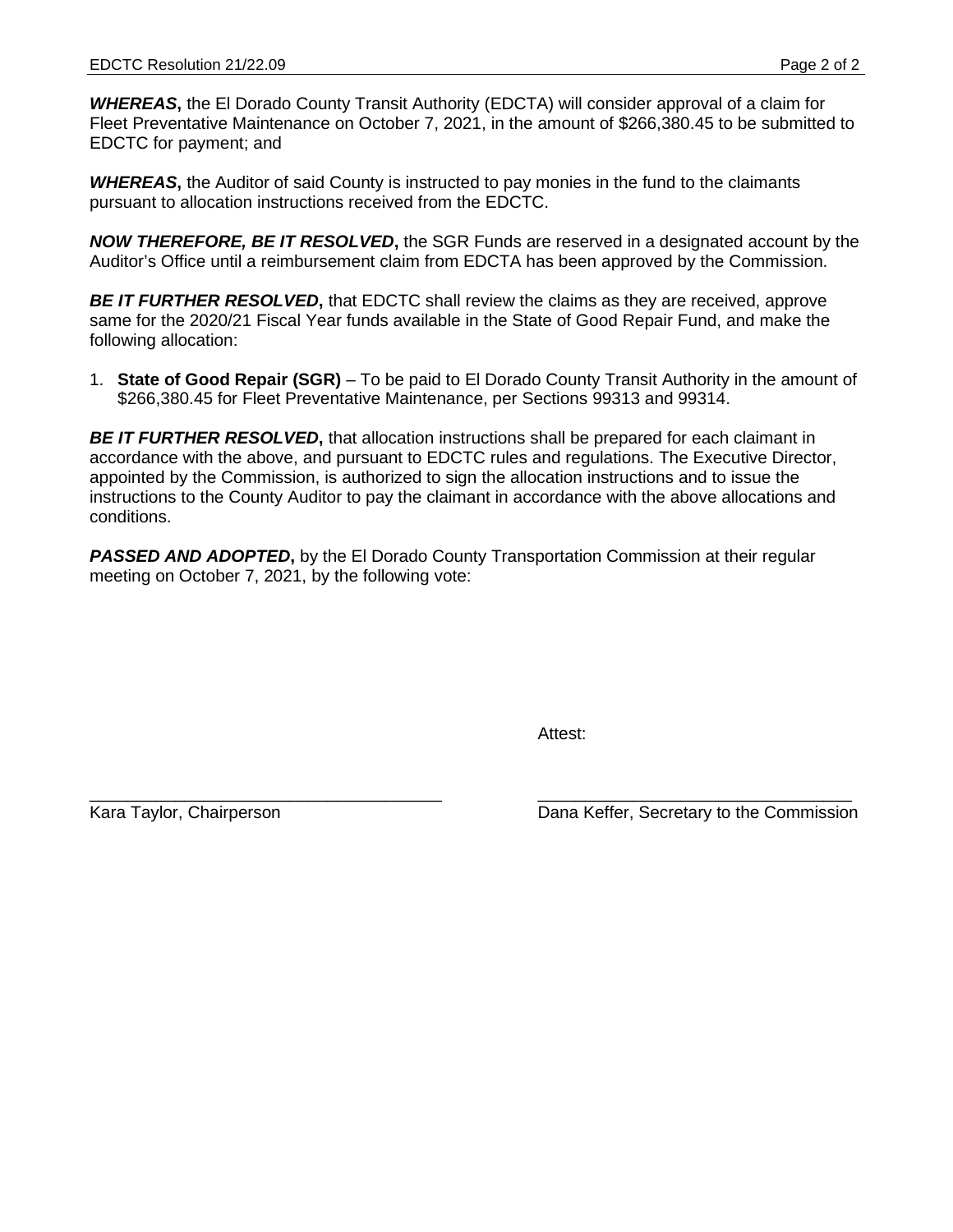***WHEREAS*****,** the El Dorado County Transit Authority (EDCTA) will consider approval of a claim for Fleet Preventative Maintenance on October 7, 2021, in the amount of $266,380.45 to be submitted to EDCTC for payment; and

***WHEREAS*****,** the Auditor of said County is instructed to pay monies in the fund to the claimants pursuant to allocation instructions received from the EDCTC.

***NOW THEREFORE, BE IT RESOLVED*****,** the SGR Funds are reserved in a designated account by the Auditor's Office until a reimbursement claim from EDCTA has been approved by the Commission.

***BE IT FURTHER RESOLVED*****,** that EDCTC shall review the claims as they are received, approve same for the 2020/21 Fiscal Year funds available in the State of Good Repair Fund, and make the following allocation:

1. **State of Good Repair (SGR)** – To be paid to El Dorado County Transit Authority in the amount of $266,380.45 for Fleet Preventative Maintenance, per Sections 99313 and 99314.

***BE IT FURTHER RESOLVED*****,** that allocation instructions shall be prepared for each claimant in accordance with the above, and pursuant to EDCTC rules and regulations. The Executive Director, appointed by the Commission, is authorized to sign the allocation instructions and to issue the instructions to the County Auditor to pay the claimant in accordance with the above allocations and conditions.

***PASSED AND ADOPTED*****,** by the El Dorado County Transportation Commission at their regular meeting on October 7, 2021, by the following vote:

Attest:

_____________________________________

Kara Taylor, Chairperson

_________________________________

Dana Keffer, Secretary to the Commission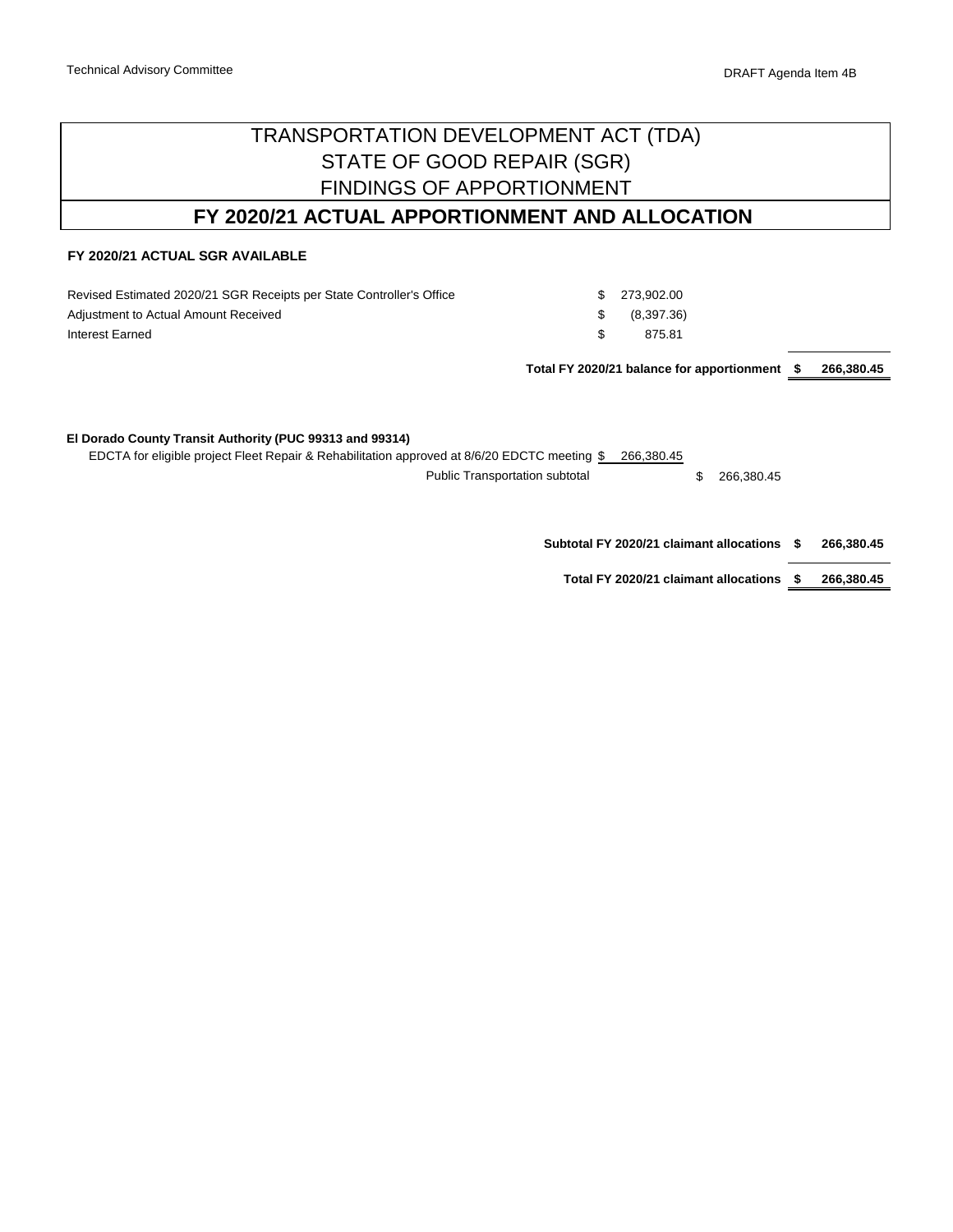Technical Advisory Committee

DRAFT Agenda Item 4B

# TRANSPORTATION DEVELOPMENT ACT (TDA)
# STATE OF GOOD REPAIR (SGR)
# FINDINGS OF APPORTIONMENT

## FY 2020/21 ACTUAL APPORTIONMENT AND ALLOCATION

**FY 2020/21 ACTUAL SGR AVAILABLE**

| | | |
|---|---|---|
| Revised Estimated 2020/21 SGR Receipts per State Controller's Office | $ 273,902.00 | |
| Adjustment to Actual Amount Received | $ (8,397.36) | |
| Interest Earned | $ 875.81 | |
| **Total FY 2020/21 balance for apportionment** | | **$ 266,380.45** |

**El Dorado County Transit Authority (PUC 99313 and 99314)**

| | | | |
|---|---|---|---|
| EDCTA for eligible project Fleet Repair & Rehabilitation approved at 8/6/20 EDCTC meeting | $ 266,380.45 | | |
| Public Transportation subtotal | | $ 266,380.45 | |
| **Subtotal FY 2020/21 claimant allocations** | | | **$ 266,380.45** |
| **Total FY 2020/21 claimant allocations** | | | **$ 266,380.45** |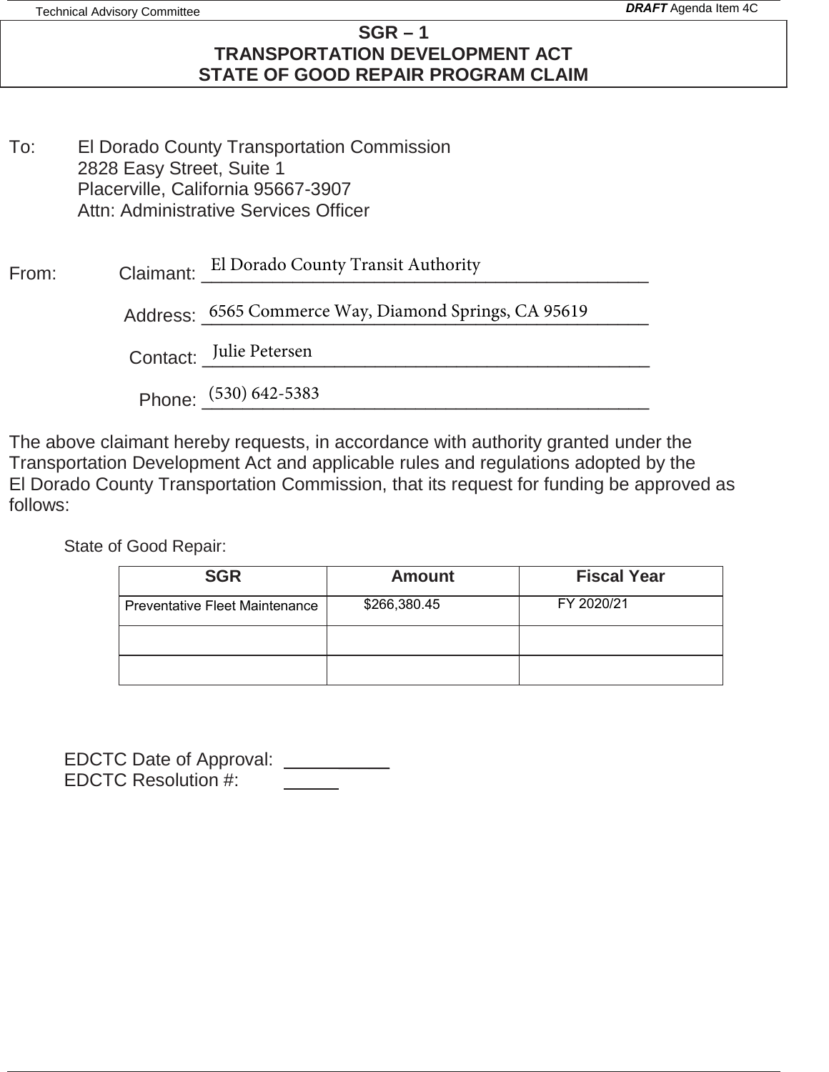# SGR – 1
# TRANSPORTATION DEVELOPMENT ACT
# STATE OF GOOD REPAIR PROGRAM CLAIM

To: El Dorado County Transportation Commission
2828 Easy Street, Suite 1
Placerville, California 95667-3907
Attn: Administrative Services Officer

From: Claimant: El Dorado County Transit Authority

Address: 6565 Commerce Way, Diamond Springs, CA 95619

Contact: Julie Petersen

Phone: (530) 642-5383

The above claimant hereby requests, in accordance with authority granted under the Transportation Development Act and applicable rules and regulations adopted by the El Dorado County Transportation Commission, that its request for funding be approved as follows:

State of Good Repair:

| SGR | Amount | Fiscal Year |
|---|---|---|
| Preventative Fleet Maintenance | $266,380.45 | FY 2020/21 |
| | | |
| | | |

EDCTC Date of Approval: __________
EDCTC Resolution #: _____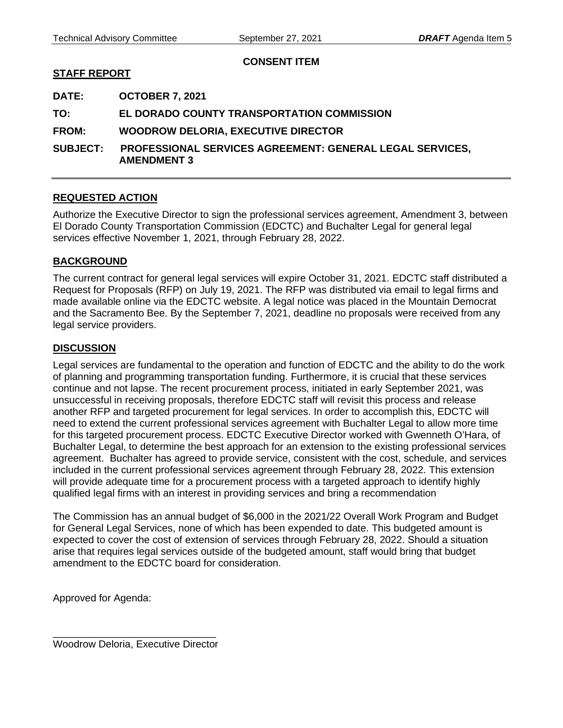**CONSENT ITEM**

**STAFF REPORT**

**DATE:** **OCTOBER 7, 2021**

**TO:** **EL DORADO COUNTY TRANSPORTATION COMMISSION**

**FROM:** **WOODROW DELORIA, EXECUTIVE DIRECTOR**

**SUBJECT:** **PROFESSIONAL SERVICES AGREEMENT: GENERAL LEGAL SERVICES, AMENDMENT 3**

---

## REQUESTED ACTION

Authorize the Executive Director to sign the professional services agreement, Amendment 3, between El Dorado County Transportation Commission (EDCTC) and Buchalter Legal for general legal services effective November 1, 2021, through February 28, 2022.

## BACKGROUND

The current contract for general legal services will expire October 31, 2021. EDCTC staff distributed a Request for Proposals (RFP) on July 19, 2021. The RFP was distributed via email to legal firms and made available online via the EDCTC website. A legal notice was placed in the Mountain Democrat and the Sacramento Bee. By the September 7, 2021, deadline no proposals were received from any legal service providers.

## DISCUSSION

Legal services are fundamental to the operation and function of EDCTC and the ability to do the work of planning and programming transportation funding. Furthermore, it is crucial that these services continue and not lapse. The recent procurement process, initiated in early September 2021, was unsuccessful in receiving proposals, therefore EDCTC staff will revisit this process and release another RFP and targeted procurement for legal services. In order to accomplish this, EDCTC will need to extend the current professional services agreement with Buchalter Legal to allow more time for this targeted procurement process. EDCTC Executive Director worked with Gwenneth O'Hara, of Buchalter Legal, to determine the best approach for an extension to the existing professional services agreement. Buchalter has agreed to provide service, consistent with the cost, schedule, and services included in the current professional services agreement through February 28, 2022. This extension will provide adequate time for a procurement process with a targeted approach to identify highly qualified legal firms with an interest in providing services and bring a recommendation

The Commission has an annual budget of $6,000 in the 2021/22 Overall Work Program and Budget for General Legal Services, none of which has been expended to date. This budgeted amount is expected to cover the cost of extension of services through February 28, 2022. Should a situation arise that requires legal services outside of the budgeted amount, staff would bring that budget amendment to the EDCTC board for consideration.

Approved for Agenda:

_____________________________
Woodrow Deloria, Executive Director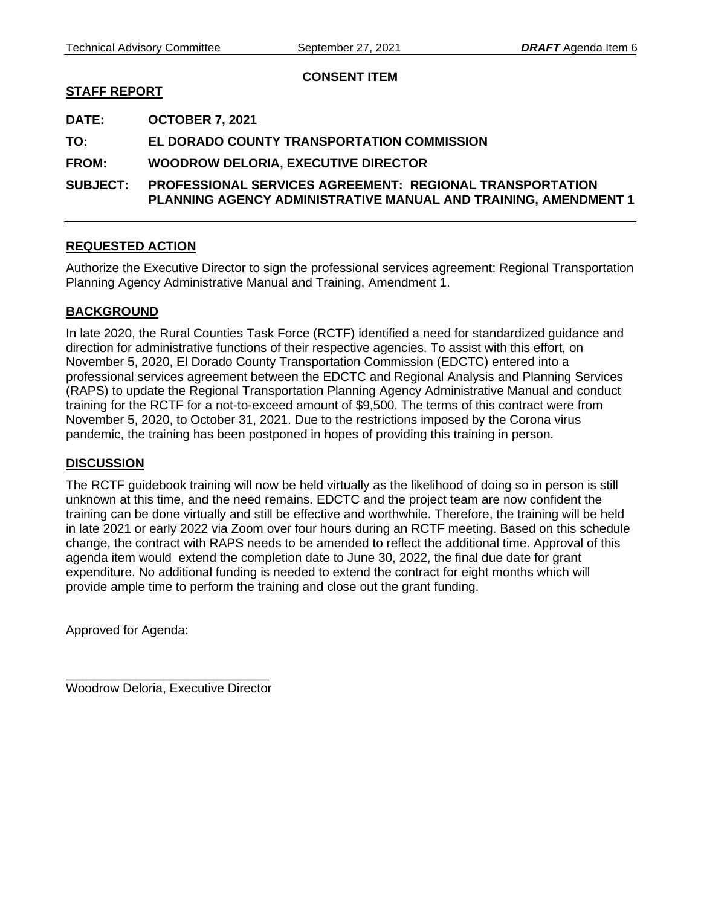**CONSENT ITEM**

**STAFF REPORT**

**DATE:** **OCTOBER 7, 2021**

**TO:** **EL DORADO COUNTY TRANSPORTATION COMMISSION**

**FROM:** **WOODROW DELORIA, EXECUTIVE DIRECTOR**

**SUBJECT:** **PROFESSIONAL SERVICES AGREEMENT: REGIONAL TRANSPORTATION PLANNING AGENCY ADMINISTRATIVE MANUAL AND TRAINING, AMENDMENT 1**

---

## REQUESTED ACTION

Authorize the Executive Director to sign the professional services agreement: Regional Transportation Planning Agency Administrative Manual and Training, Amendment 1.

## BACKGROUND

In late 2020, the Rural Counties Task Force (RCTF) identified a need for standardized guidance and direction for administrative functions of their respective agencies. To assist with this effort, on November 5, 2020, El Dorado County Transportation Commission (EDCTC) entered into a professional services agreement between the EDCTC and Regional Analysis and Planning Services (RAPS) to update the Regional Transportation Planning Agency Administrative Manual and conduct training for the RCTF for a not-to-exceed amount of $9,500. The terms of this contract were from November 5, 2020, to October 31, 2021. Due to the restrictions imposed by the Corona virus pandemic, the training has been postponed in hopes of providing this training in person.

## DISCUSSION

The RCTF guidebook training will now be held virtually as the likelihood of doing so in person is still unknown at this time, and the need remains. EDCTC and the project team are now confident the training can be done virtually and still be effective and worthwhile. Therefore, the training will be held in late 2021 or early 2022 via Zoom over four hours during an RCTF meeting. Based on this schedule change, the contract with RAPS needs to be amended to reflect the additional time. Approval of this agenda item would extend the completion date to June 30, 2022, the final due date for grant expenditure. No additional funding is needed to extend the contract for eight months which will provide ample time to perform the training and close out the grant funding.

Approved for Agenda:

\_\_\_\_\_\_\_\_\_\_\_\_\_\_\_\_\_\_\_\_\_\_\_\_\_\_\_\_\_\_

Woodrow Deloria, Executive Director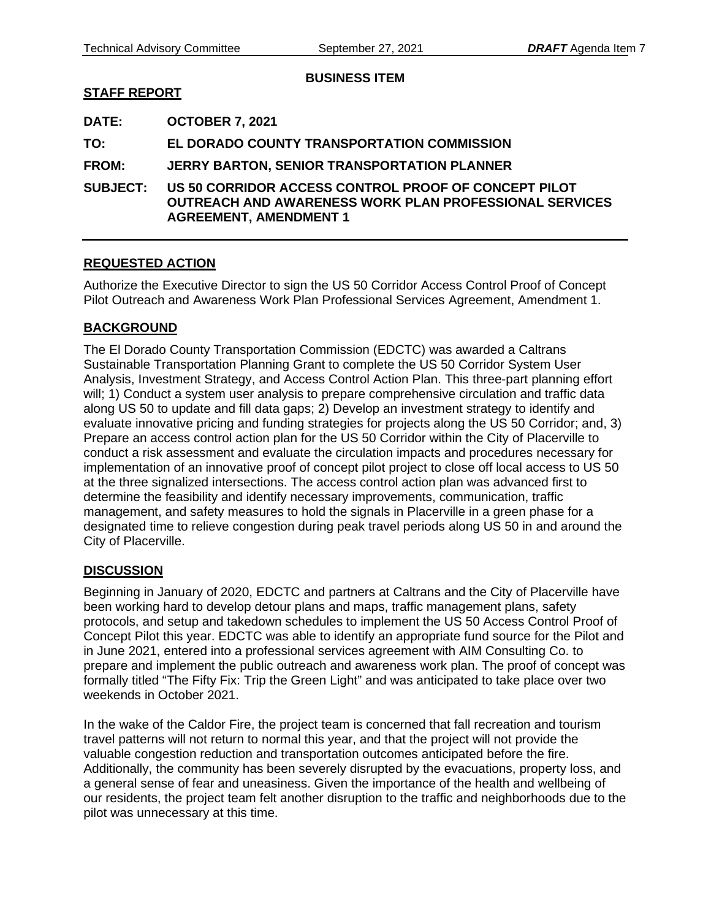**BUSINESS ITEM**

**STAFF REPORT**

**DATE:** **OCTOBER 7, 2021**

**TO:** **EL DORADO COUNTY TRANSPORTATION COMMISSION**

**FROM:** **JERRY BARTON, SENIOR TRANSPORTATION PLANNER**

**SUBJECT:** **US 50 CORRIDOR ACCESS CONTROL PROOF OF CONCEPT PILOT OUTREACH AND AWARENESS WORK PLAN PROFESSIONAL SERVICES AGREEMENT, AMENDMENT 1**

---

## REQUESTED ACTION

Authorize the Executive Director to sign the US 50 Corridor Access Control Proof of Concept Pilot Outreach and Awareness Work Plan Professional Services Agreement, Amendment 1.

## BACKGROUND

The El Dorado County Transportation Commission (EDCTC) was awarded a Caltrans Sustainable Transportation Planning Grant to complete the US 50 Corridor System User Analysis, Investment Strategy, and Access Control Action Plan. This three-part planning effort will; 1) Conduct a system user analysis to prepare comprehensive circulation and traffic data along US 50 to update and fill data gaps; 2) Develop an investment strategy to identify and evaluate innovative pricing and funding strategies for projects along the US 50 Corridor; and, 3) Prepare an access control action plan for the US 50 Corridor within the City of Placerville to conduct a risk assessment and evaluate the circulation impacts and procedures necessary for implementation of an innovative proof of concept pilot project to close off local access to US 50 at the three signalized intersections. The access control action plan was advanced first to determine the feasibility and identify necessary improvements, communication, traffic management, and safety measures to hold the signals in Placerville in a green phase for a designated time to relieve congestion during peak travel periods along US 50 in and around the City of Placerville.

## DISCUSSION

Beginning in January of 2020, EDCTC and partners at Caltrans and the City of Placerville have been working hard to develop detour plans and maps, traffic management plans, safety protocols, and setup and takedown schedules to implement the US 50 Access Control Proof of Concept Pilot this year. EDCTC was able to identify an appropriate fund source for the Pilot and in June 2021, entered into a professional services agreement with AIM Consulting Co. to prepare and implement the public outreach and awareness work plan. The proof of concept was formally titled "The Fifty Fix: Trip the Green Light" and was anticipated to take place over two weekends in October 2021.

In the wake of the Caldor Fire, the project team is concerned that fall recreation and tourism travel patterns will not return to normal this year, and that the project will not provide the valuable congestion reduction and transportation outcomes anticipated before the fire. Additionally, the community has been severely disrupted by the evacuations, property loss, and a general sense of fear and uneasiness. Given the importance of the health and wellbeing of our residents, the project team felt another disruption to the traffic and neighborhoods due to the pilot was unnecessary at this time.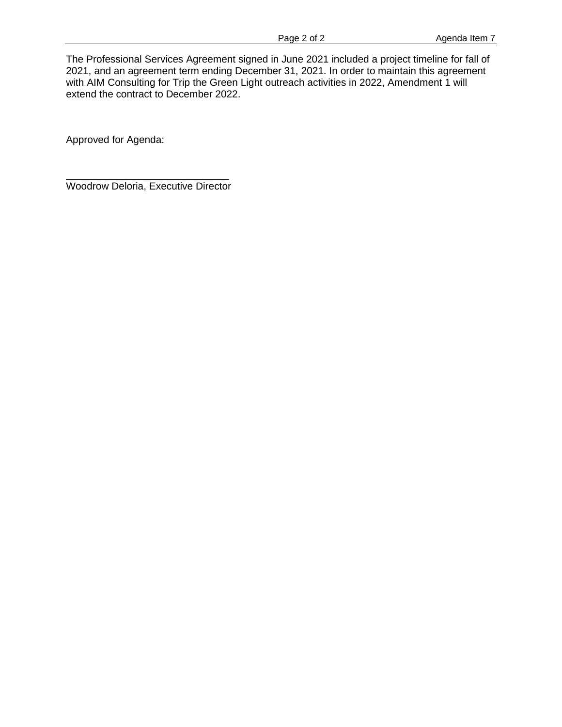The Professional Services Agreement signed in June 2021 included a project timeline for fall of 2021, and an agreement term ending December 31, 2021. In order to maintain this agreement with AIM Consulting for Trip the Green Light outreach activities in 2022, Amendment 1 will extend the contract to December 2022.

Approved for Agenda:

______________________________
Woodrow Deloria, Executive Director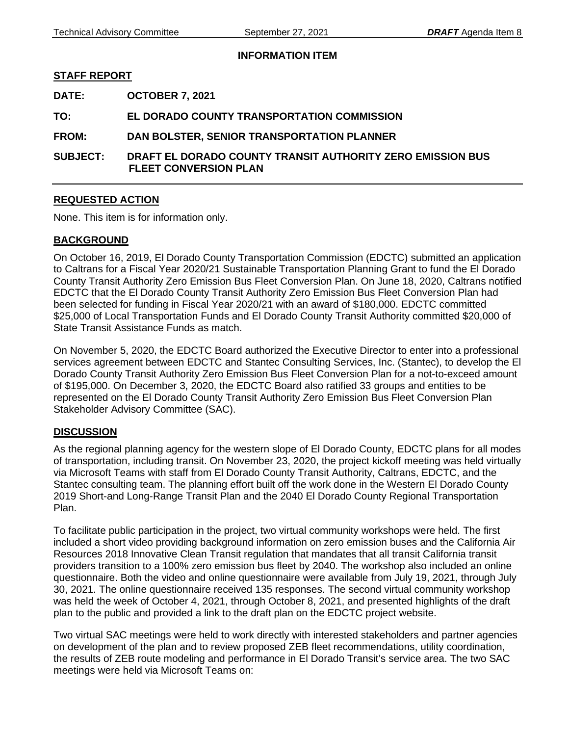**INFORMATION ITEM**

**STAFF REPORT**

**DATE:** OCTOBER 7, 2021

**TO:** EL DORADO COUNTY TRANSPORTATION COMMISSION

**FROM:** DAN BOLSTER, SENIOR TRANSPORTATION PLANNER

**SUBJECT:** DRAFT EL DORADO COUNTY TRANSIT AUTHORITY ZERO EMISSION BUS FLEET CONVERSION PLAN

---

## REQUESTED ACTION

None. This item is for information only.

## BACKGROUND

On October 16, 2019, El Dorado County Transportation Commission (EDCTC) submitted an application to Caltrans for a Fiscal Year 2020/21 Sustainable Transportation Planning Grant to fund the El Dorado County Transit Authority Zero Emission Bus Fleet Conversion Plan. On June 18, 2020, Caltrans notified EDCTC that the El Dorado County Transit Authority Zero Emission Bus Fleet Conversion Plan had been selected for funding in Fiscal Year 2020/21 with an award of $180,000. EDCTC committed $25,000 of Local Transportation Funds and El Dorado County Transit Authority committed $20,000 of State Transit Assistance Funds as match.

On November 5, 2020, the EDCTC Board authorized the Executive Director to enter into a professional services agreement between EDCTC and Stantec Consulting Services, Inc. (Stantec), to develop the El Dorado County Transit Authority Zero Emission Bus Fleet Conversion Plan for a not-to-exceed amount of $195,000. On December 3, 2020, the EDCTC Board also ratified 33 groups and entities to be represented on the El Dorado County Transit Authority Zero Emission Bus Fleet Conversion Plan Stakeholder Advisory Committee (SAC).

## DISCUSSION

As the regional planning agency for the western slope of El Dorado County, EDCTC plans for all modes of transportation, including transit. On November 23, 2020, the project kickoff meeting was held virtually via Microsoft Teams with staff from El Dorado County Transit Authority, Caltrans, EDCTC, and the Stantec consulting team. The planning effort built off the work done in the Western El Dorado County 2019 Short-and Long-Range Transit Plan and the 2040 El Dorado County Regional Transportation Plan.

To facilitate public participation in the project, two virtual community workshops were held. The first included a short video providing background information on zero emission buses and the California Air Resources 2018 Innovative Clean Transit regulation that mandates that all transit California transit providers transition to a 100% zero emission bus fleet by 2040. The workshop also included an online questionnaire. Both the video and online questionnaire were available from July 19, 2021, through July 30, 2021. The online questionnaire received 135 responses. The second virtual community workshop was held the week of October 4, 2021, through October 8, 2021, and presented highlights of the draft plan to the public and provided a link to the draft plan on the EDCTC project website.

Two virtual SAC meetings were held to work directly with interested stakeholders and partner agencies on development of the plan and to review proposed ZEB fleet recommendations, utility coordination, the results of ZEB route modeling and performance in El Dorado Transit's service area. The two SAC meetings were held via Microsoft Teams on: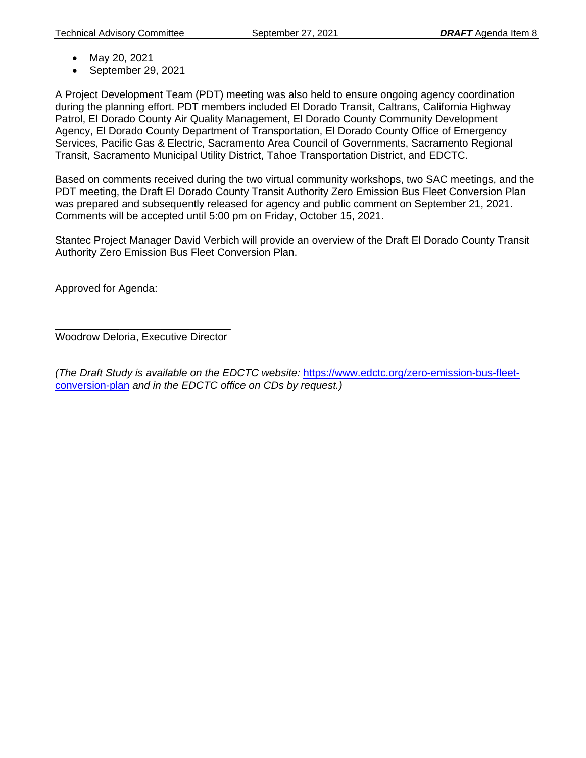- May 20, 2021
- September 29, 2021

A Project Development Team (PDT) meeting was also held to ensure ongoing agency coordination during the planning effort. PDT members included El Dorado Transit, Caltrans, California Highway Patrol, El Dorado County Air Quality Management, El Dorado County Community Development Agency, El Dorado County Department of Transportation, El Dorado County Office of Emergency Services, Pacific Gas & Electric, Sacramento Area Council of Governments, Sacramento Regional Transit, Sacramento Municipal Utility District, Tahoe Transportation District, and EDCTC.

Based on comments received during the two virtual community workshops, two SAC meetings, and the PDT meeting, the Draft El Dorado County Transit Authority Zero Emission Bus Fleet Conversion Plan was prepared and subsequently released for agency and public comment on September 21, 2021. Comments will be accepted until 5:00 pm on Friday, October 15, 2021.

Stantec Project Manager David Verbich will provide an overview of the Draft El Dorado County Transit Authority Zero Emission Bus Fleet Conversion Plan.

Approved for Agenda:

______________________________
Woodrow Deloria, Executive Director

*(The Draft Study is available on the EDCTC website:* https://www.edctc.org/zero-emission-bus-fleet-conversion-plan *and in the EDCTC office on CDs by request.)*